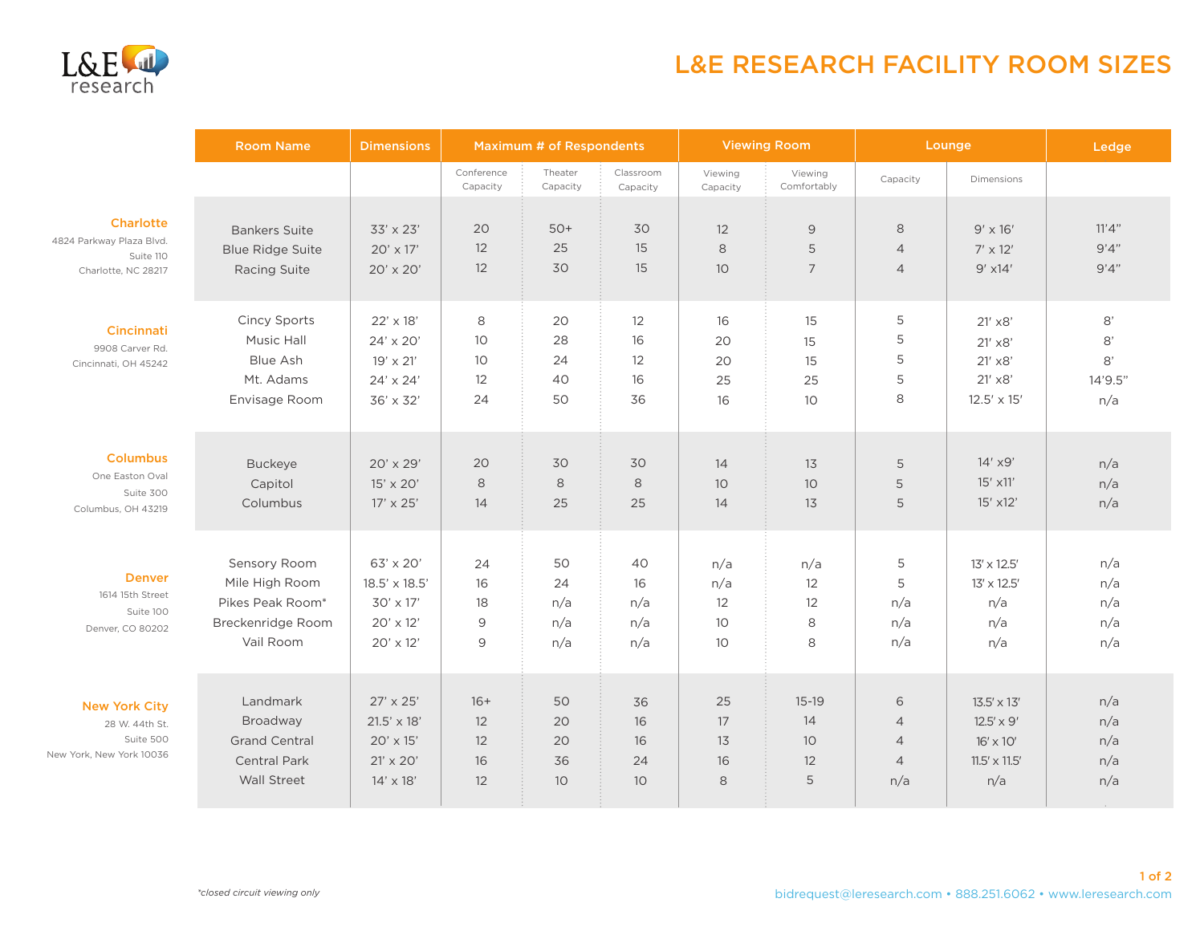L&E research

# L&E RESEARCH FACILITY ROOM SIZES

| Location | Room Name | Dimensions | Maximum # of Respondents | | | Viewing Room | | Lounge | | Ledge |
|---|---|---|---|---|---|---|---|---|---|---|
| | | | Conference Capacity | Theater Capacity | Classroom Capacity | Viewing Capacity | Viewing Comfortably | Capacity | Dimensions | |
| **Charlotte** 4824 Parkway Plaza Blvd. Suite 110 Charlotte, NC 28217 | Bankers Suite | 33' x 23' | 20 | 50+ | 30 | 12 | 9 | 8 | 9' x 16' | 11'4" |
| | Blue Ridge Suite | 20' x 17' | 12 | 25 | 15 | 8 | 5 | 4 | 7' x 12' | 9'4" |
| | Racing Suite | 20' x 20' | 12 | 30 | 15 | 10 | 7 | 4 | 9' x14' | 9'4" |
| **Cincinnati** 9908 Carver Rd. Cincinnati, OH 45242 | Cincy Sports | 22' x 18' | 8 | 20 | 12 | 16 | 15 | 5 | 21' x8' | 8' |
| | Music Hall | 24' x 20' | 10 | 28 | 16 | 20 | 15 | 5 | 21' x8' | 8' |
| | Blue Ash | 19' x 21' | 10 | 24 | 12 | 20 | 15 | 5 | 21' x8' | 8' |
| | Mt. Adams | 24' x 24' | 12 | 40 | 16 | 25 | 25 | 5 | 21' x8' | 14'9.5" |
| | Envisage Room | 36' x 32' | 24 | 50 | 36 | 16 | 10 | 8 | 12.5' x 15' | n/a |
| **Columbus** One Easton Oval Suite 300 Columbus, OH 43219 | Buckeye | 20' x 29' | 20 | 30 | 30 | 14 | 13 | 5 | 14' x9' | n/a |
| | Capitol | 15' x 20' | 8 | 8 | 8 | 10 | 10 | 5 | 15' x11' | n/a |
| | Columbus | 17' x 25' | 14 | 25 | 25 | 14 | 13 | 5 | 15' x12' | n/a |
| **Denver** 1614 15th Street Suite 100 Denver, CO 80202 | Sensory Room | 63' x 20' | 24 | 50 | 40 | n/a | n/a | 5 | 13' x 12.5' | n/a |
| | Mile High Room | 18.5' x 18.5' | 16 | 24 | 16 | n/a | 12 | 5 | 13' x 12.5' | n/a |
| | Pikes Peak Room* | 30' x 17' | 18 | n/a | n/a | 12 | 12 | n/a | n/a | n/a |
| | Breckenridge Room | 20' x 12' | 9 | n/a | n/a | 10 | 8 | n/a | n/a | n/a |
| | Vail Room | 20' x 12' | 9 | n/a | n/a | 10 | 8 | n/a | n/a | n/a |
| **New York City** 28 W. 44th St. Suite 500 New York, New York 10036 | Landmark | 27' x 25' | 16+ | 50 | 36 | 25 | 15-19 | 6 | 13.5' x 13' | n/a |
| | Broadway | 21.5' x 18' | 12 | 20 | 16 | 17 | 14 | 4 | 12.5' x 9' | n/a |
| | Grand Central | 20' x 15' | 12 | 20 | 16 | 13 | 10 | 4 | 16' x 10' | n/a |
| | Central Park | 21' x 20' | 16 | 36 | 24 | 16 | 12 | 4 | 11.5' x 11.5' | n/a |
| | Wall Street | 14' x 18' | 12 | 10 | 10 | 8 | 5 | n/a | n/a | n/a |

*closed circuit viewing only

bidrequest@leresearch.com • 888.251.6062 • www.leresearch.com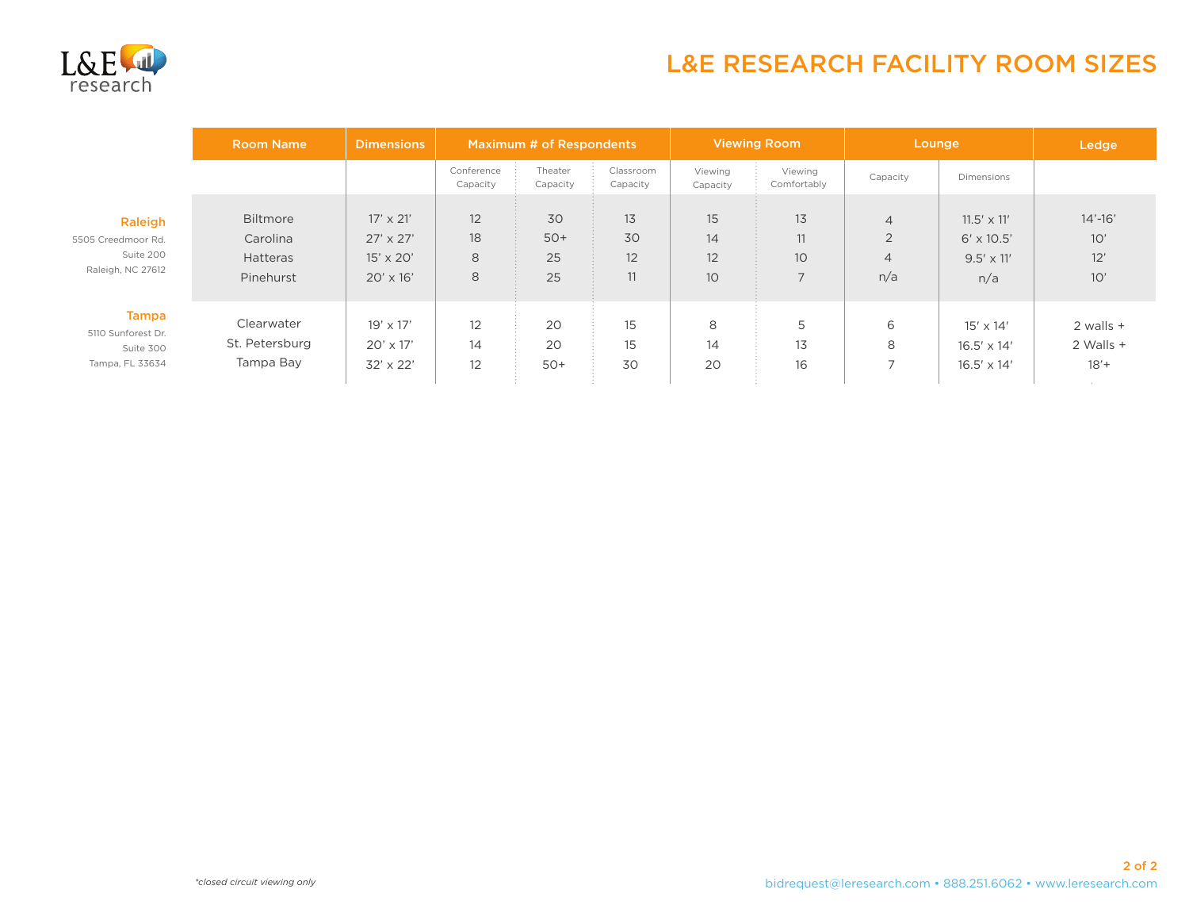# L&E RESEARCH FACILITY ROOM SIZES

| | Room Name | Dimensions | Maximum # of Respondents | | | Viewing Room | | Lounge | | Ledge |
|---|---|---|---|---|---|---|---|---|---|---|
| | | | Conference Capacity | Theater Capacity | Classroom Capacity | Viewing Capacity | Viewing Comfortably | Capacity | Dimensions | |
| **Raleigh** 5505 Creedmoor Rd. Suite 200 Raleigh, NC 27612 | Biltmore | 17' x 21' | 12 | 30 | 13 | 15 | 13 | 4 | 11.5' x 11' | 14'-16' |
| | Carolina | 27' x 27' | 18 | 50+ | 30 | 14 | 11 | 2 | 6' x 10.5' | 10' |
| | Hatteras | 15' x 20' | 8 | 25 | 12 | 12 | 10 | 4 | 9.5' x 11' | 12' |
| | Pinehurst | 20' x 16' | 8 | 25 | 11 | 10 | 7 | n/a | n/a | 10' |
| **Tampa** 5110 Sunforest Dr. Suite 300 Tampa, FL 33634 | Clearwater | 19' x 17' | 12 | 20 | 15 | 8 | 5 | 6 | 15' x 14' | 2 walls + |
| | St. Petersburg | 20' x 17' | 14 | 20 | 15 | 14 | 13 | 8 | 16.5' x 14' | 2 Walls + |
| | Tampa Bay | 32' x 22' | 12 | 50+ | 30 | 20 | 16 | 7 | 16.5' x 14' | 18'+ |

*closed circuit viewing only*

bidrequest@leresearch.com • 888.251.6062 • www.leresearch.com